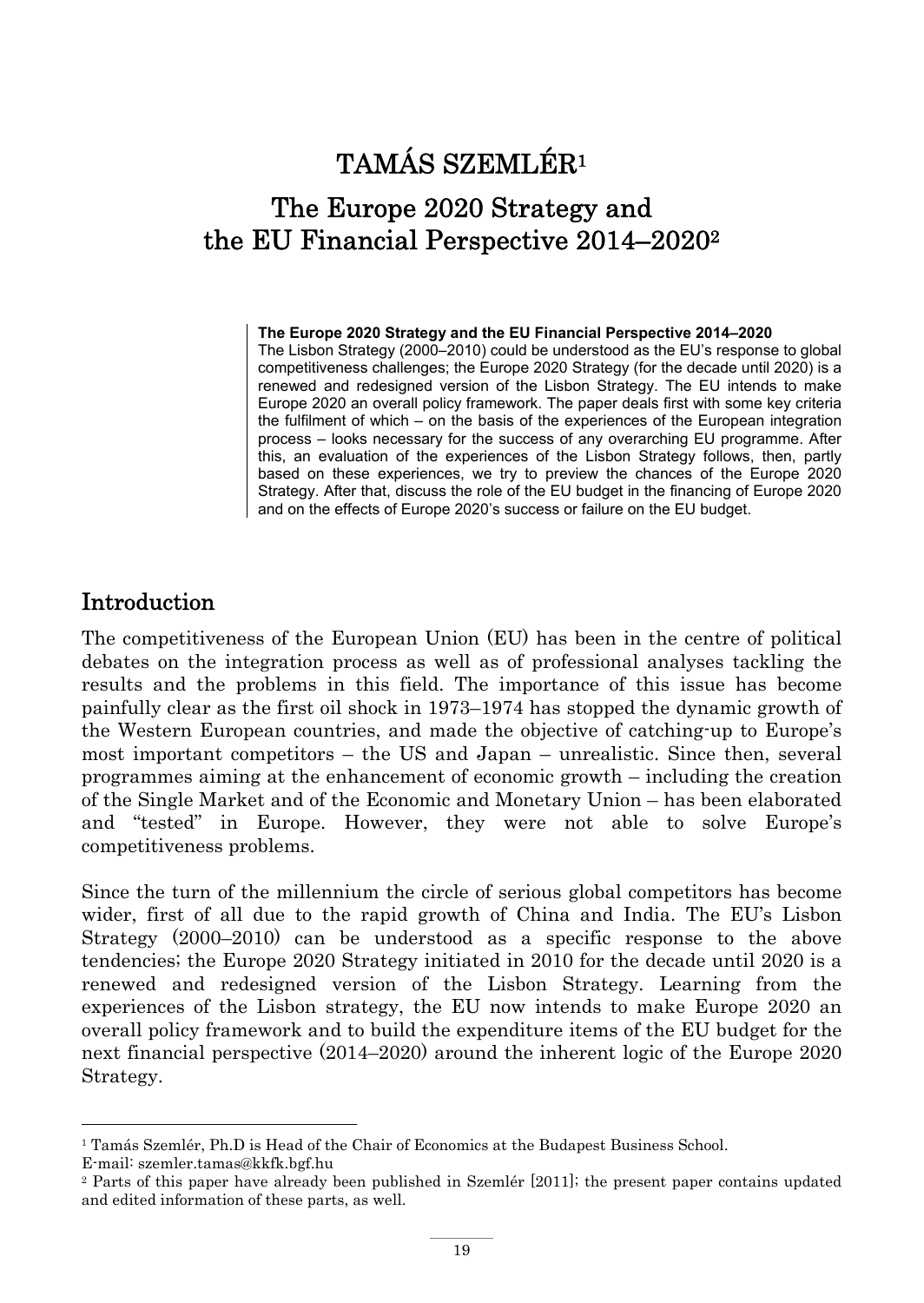# TAMÁS SZEMLÉR[1]

## The Europe 2020 Strategy and the EU Financial Perspective 2014–2020[2]

**The Europe 2020 Strategy and the EU Financial Perspective 2014–2020**
The Lisbon Strategy (2000–2010) could be understood as the EU's response to global competitiveness challenges; the Europe 2020 Strategy (for the decade until 2020) is a renewed and redesigned version of the Lisbon Strategy. The EU intends to make Europe 2020 an overall policy framework. The paper deals first with some key criteria the fulfilment of which – on the basis of the experiences of the European integration process – looks necessary for the success of any overarching EU programme. After this, an evaluation of the experiences of the Lisbon Strategy follows, then, partly based on these experiences, we try to preview the chances of the Europe 2020 Strategy. After that, discuss the role of the EU budget in the financing of Europe 2020 and on the effects of Europe 2020's success or failure on the EU budget.

## Introduction

The competitiveness of the European Union (EU) has been in the centre of political debates on the integration process as well as of professional analyses tackling the results and the problems in this field. The importance of this issue has become painfully clear as the first oil shock in 1973–1974 has stopped the dynamic growth of the Western European countries, and made the objective of catching-up to Europe's most important competitors – the US and Japan – unrealistic. Since then, several programmes aiming at the enhancement of economic growth – including the creation of the Single Market and of the Economic and Monetary Union – has been elaborated and "tested" in Europe. However, they were not able to solve Europe's competitiveness problems.

Since the turn of the millennium the circle of serious global competitors has become wider, first of all due to the rapid growth of China and India. The EU's Lisbon Strategy (2000–2010) can be understood as a specific response to the above tendencies; the Europe 2020 Strategy initiated in 2010 for the decade until 2020 is a renewed and redesigned version of the Lisbon Strategy. Learning from the experiences of the Lisbon strategy, the EU now intends to make Europe 2020 an overall policy framework and to build the expenditure items of the EU budget for the next financial perspective (2014–2020) around the inherent logic of the Europe 2020 Strategy.

---

[1] Tamás Szemlér, Ph.D is Head of the Chair of Economics at the Budapest Business School.
E-mail: szemler.tamas@kkfk.bgf.hu

[2] Parts of this paper have already been published in Szemlér [2011]; the present paper contains updated and edited information of these parts, as well.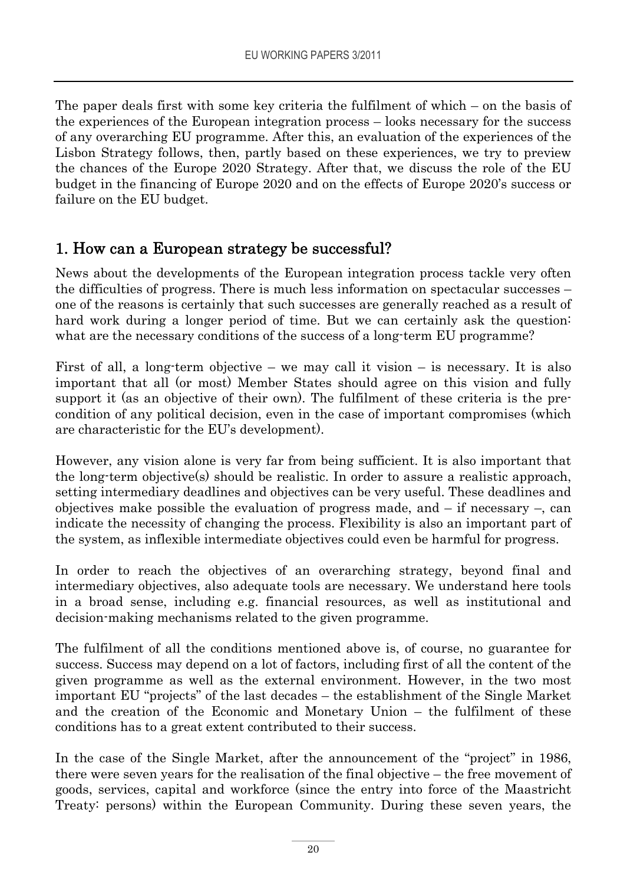The paper deals first with some key criteria the fulfilment of which – on the basis of the experiences of the European integration process – looks necessary for the success of any overarching EU programme. After this, an evaluation of the experiences of the Lisbon Strategy follows, then, partly based on these experiences, we try to preview the chances of the Europe 2020 Strategy. After that, we discuss the role of the EU budget in the financing of Europe 2020 and on the effects of Europe 2020's success or failure on the EU budget.

## 1. How can a European strategy be successful?

News about the developments of the European integration process tackle very often the difficulties of progress. There is much less information on spectacular successes – one of the reasons is certainly that such successes are generally reached as a result of hard work during a longer period of time. But we can certainly ask the question: what are the necessary conditions of the success of a long-term EU programme?

First of all, a long-term objective – we may call it vision – is necessary. It is also important that all (or most) Member States should agree on this vision and fully support it (as an objective of their own). The fulfilment of these criteria is the pre-condition of any political decision, even in the case of important compromises (which are characteristic for the EU's development).

However, any vision alone is very far from being sufficient. It is also important that the long-term objective(s) should be realistic. In order to assure a realistic approach, setting intermediary deadlines and objectives can be very useful. These deadlines and objectives make possible the evaluation of progress made, and – if necessary –, can indicate the necessity of changing the process. Flexibility is also an important part of the system, as inflexible intermediate objectives could even be harmful for progress.

In order to reach the objectives of an overarching strategy, beyond final and intermediary objectives, also adequate tools are necessary. We understand here tools in a broad sense, including e.g. financial resources, as well as institutional and decision-making mechanisms related to the given programme.

The fulfilment of all the conditions mentioned above is, of course, no guarantee for success. Success may depend on a lot of factors, including first of all the content of the given programme as well as the external environment. However, in the two most important EU "projects" of the last decades – the establishment of the Single Market and the creation of the Economic and Monetary Union – the fulfilment of these conditions has to a great extent contributed to their success.

In the case of the Single Market, after the announcement of the "project" in 1986, there were seven years for the realisation of the final objective – the free movement of goods, services, capital and workforce (since the entry into force of the Maastricht Treaty: persons) within the European Community. During these seven years, the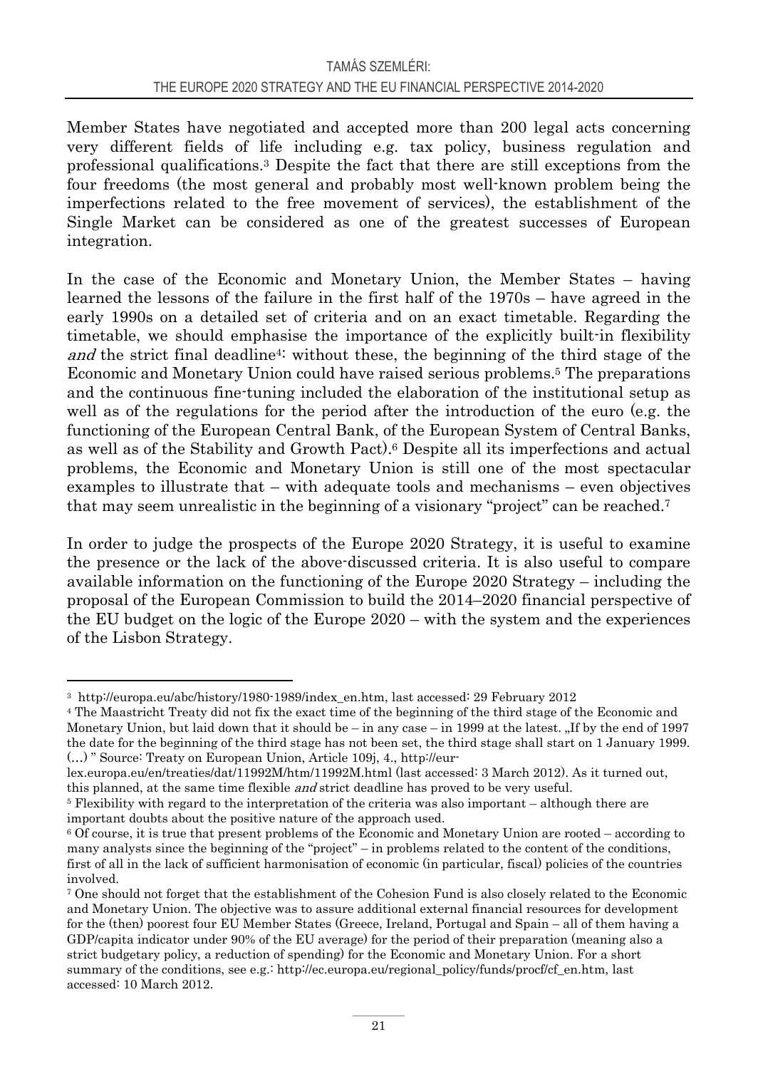Member States have negotiated and accepted more than 200 legal acts concerning very different fields of life including e.g. tax policy, business regulation and professional qualifications.[3] Despite the fact that there are still exceptions from the four freedoms (the most general and probably most well-known problem being the imperfections related to the free movement of services), the establishment of the Single Market can be considered as one of the greatest successes of European integration.

In the case of the Economic and Monetary Union, the Member States – having learned the lessons of the failure in the first half of the 1970s – have agreed in the early 1990s on a detailed set of criteria and on an exact timetable. Regarding the timetable, we should emphasise the importance of the explicitly built-in flexibility *and* the strict final deadline[4]: without these, the beginning of the third stage of the Economic and Monetary Union could have raised serious problems.[5] The preparations and the continuous fine-tuning included the elaboration of the institutional setup as well as of the regulations for the period after the introduction of the euro (e.g. the functioning of the European Central Bank, of the European System of Central Banks, as well as of the Stability and Growth Pact).[6] Despite all its imperfections and actual problems, the Economic and Monetary Union is still one of the most spectacular examples to illustrate that – with adequate tools and mechanisms – even objectives that may seem unrealistic in the beginning of a visionary "project" can be reached.[7]

In order to judge the prospects of the Europe 2020 Strategy, it is useful to examine the presence or the lack of the above-discussed criteria. It is also useful to compare available information on the functioning of the Europe 2020 Strategy – including the proposal of the European Commission to build the 2014–2020 financial perspective of the EU budget on the logic of the Europe 2020 – with the system and the experiences of the Lisbon Strategy.

---

[3] http://europa.eu/abc/history/1980-1989/index_en.htm, last accessed: 29 February 2012

[4] The Maastricht Treaty did not fix the exact time of the beginning of the third stage of the Economic and Monetary Union, but laid down that it should be – in any case – in 1999 at the latest. „If by the end of 1997 the date for the beginning of the third stage has not been set, the third stage shall start on 1 January 1999. (…) " Source: Treaty on European Union, Article 109j, 4., http://eur-lex.europa.eu/en/treaties/dat/11992M/htm/11992M.html (last accessed: 3 March 2012). As it turned out, this planned, at the same time flexible *and* strict deadline has proved to be very useful.

[5] Flexibility with regard to the interpretation of the criteria was also important – although there are important doubts about the positive nature of the approach used.

[6] Of course, it is true that present problems of the Economic and Monetary Union are rooted – according to many analysts since the beginning of the "project" – in problems related to the content of the conditions, first of all in the lack of sufficient harmonisation of economic (in particular, fiscal) policies of the countries involved.

[7] One should not forget that the establishment of the Cohesion Fund is also closely related to the Economic and Monetary Union. The objective was to assure additional external financial resources for development for the (then) poorest four EU Member States (Greece, Ireland, Portugal and Spain – all of them having a GDP/capita indicator under 90% of the EU average) for the period of their preparation (meaning also a strict budgetary policy, a reduction of spending) for the Economic and Monetary Union. For a short summary of the conditions, see e.g.: http://ec.europa.eu/regional_policy/funds/procf/cf_en.htm, last accessed: 10 March 2012.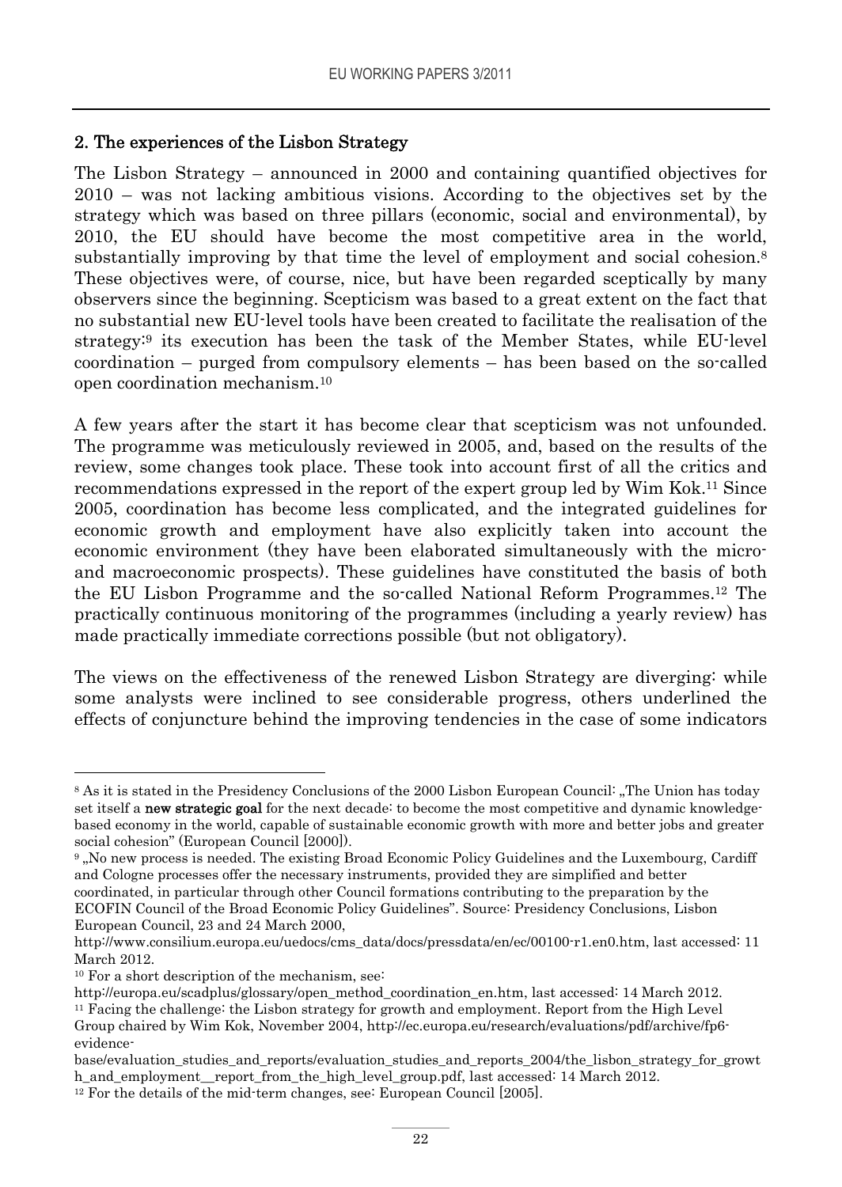## 2. The experiences of the Lisbon Strategy

The Lisbon Strategy – announced in 2000 and containing quantified objectives for 2010 – was not lacking ambitious visions. According to the objectives set by the strategy which was based on three pillars (economic, social and environmental), by 2010, the EU should have become the most competitive area in the world, substantially improving by that time the level of employment and social cohesion.[8] These objectives were, of course, nice, but have been regarded sceptically by many observers since the beginning. Scepticism was based to a great extent on the fact that no substantial new EU-level tools have been created to facilitate the realisation of the strategy:[9] its execution has been the task of the Member States, while EU-level coordination – purged from compulsory elements – has been based on the so-called open coordination mechanism.[10]

A few years after the start it has become clear that scepticism was not unfounded. The programme was meticulously reviewed in 2005, and, based on the results of the review, some changes took place. These took into account first of all the critics and recommendations expressed in the report of the expert group led by Wim Kok.[11] Since 2005, coordination has become less complicated, and the integrated guidelines for economic growth and employment have also explicitly taken into account the economic environment (they have been elaborated simultaneously with the micro- and macroeconomic prospects). These guidelines have constituted the basis of both the EU Lisbon Programme and the so-called National Reform Programmes.[12] The practically continuous monitoring of the programmes (including a yearly review) has made practically immediate corrections possible (but not obligatory).

The views on the effectiveness of the renewed Lisbon Strategy are diverging: while some analysts were inclined to see considerable progress, others underlined the effects of conjuncture behind the improving tendencies in the case of some indicators

---

[8] As it is stated in the Presidency Conclusions of the 2000 Lisbon European Council: „The Union has today set itself a **new strategic goal** for the next decade: to become the most competitive and dynamic knowledge-based economy in the world, capable of sustainable economic growth with more and better jobs and greater social cohesion" (European Council [2000]).

[9] „No new process is needed. The existing Broad Economic Policy Guidelines and the Luxembourg, Cardiff and Cologne processes offer the necessary instruments, provided they are simplified and better coordinated, in particular through other Council formations contributing to the preparation by the ECOFIN Council of the Broad Economic Policy Guidelines". Source: Presidency Conclusions, Lisbon European Council, 23 and 24 March 2000, http://www.consilium.europa.eu/uedocs/cms_data/docs/pressdata/en/ec/00100-r1.en0.htm, last accessed: 11 March 2012.

[10] For a short description of the mechanism, see: http://europa.eu/scadplus/glossary/open_method_coordination_en.htm, last accessed: 14 March 2012.

[11] Facing the challenge: the Lisbon strategy for growth and employment. Report from the High Level Group chaired by Wim Kok, November 2004, http://ec.europa.eu/research/evaluations/pdf/archive/fp6-evidence-base/evaluation_studies_and_reports/evaluation_studies_and_reports_2004/the_lisbon_strategy_for_growth_and_employment__report_from_the_high_level_group.pdf, last accessed: 14 March 2012.

[12] For the details of the mid-term changes, see: European Council [2005].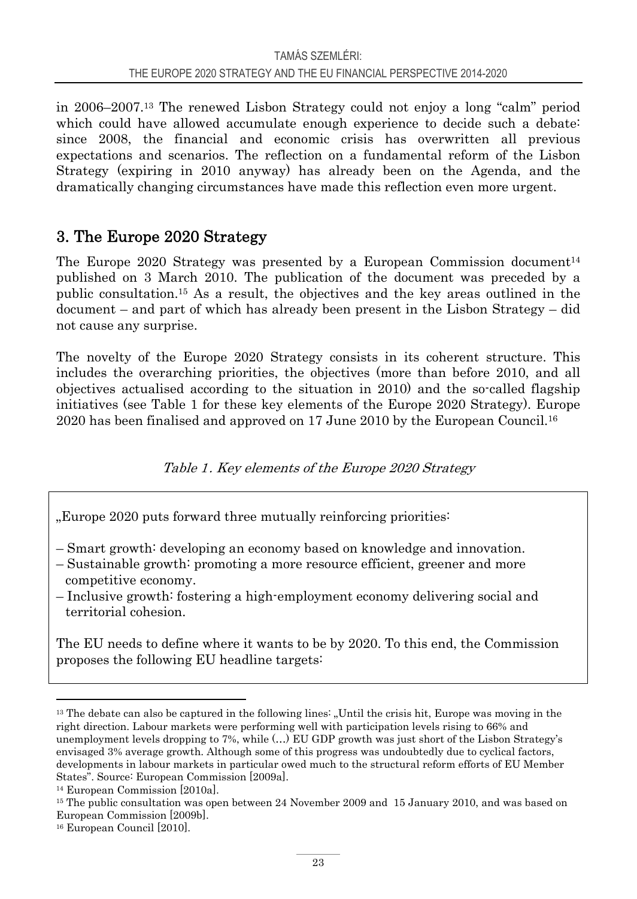in 2006–2007.[13] The renewed Lisbon Strategy could not enjoy a long "calm" period which could have allowed accumulate enough experience to decide such a debate: since 2008, the financial and economic crisis has overwritten all previous expectations and scenarios. The reflection on a fundamental reform of the Lisbon Strategy (expiring in 2010 anyway) has already been on the Agenda, and the dramatically changing circumstances have made this reflection even more urgent.

## 3. The Europe 2020 Strategy

The Europe 2020 Strategy was presented by a European Commission document[14] published on 3 March 2010. The publication of the document was preceded by a public consultation.[15] As a result, the objectives and the key areas outlined in the document – and part of which has already been present in the Lisbon Strategy – did not cause any surprise.

The novelty of the Europe 2020 Strategy consists in its coherent structure. This includes the overarching priorities, the objectives (more than before 2010, and all objectives actualised according to the situation in 2010) and the so-called flagship initiatives (see Table 1 for these key elements of the Europe 2020 Strategy). Europe 2020 has been finalised and approved on 17 June 2010 by the European Council.[16]

*Table 1. Key elements of the Europe 2020 Strategy*

„Europe 2020 puts forward three mutually reinforcing priorities:

– Smart growth: developing an economy based on knowledge and innovation.
– Sustainable growth: promoting a more resource efficient, greener and more competitive economy.
– Inclusive growth: fostering a high-employment economy delivering social and territorial cohesion.

The EU needs to define where it wants to be by 2020. To this end, the Commission proposes the following EU headline targets:

---

[13] The debate can also be captured in the following lines: „Until the crisis hit, Europe was moving in the right direction. Labour markets were performing well with participation levels rising to 66% and unemployment levels dropping to 7%, while (…) EU GDP growth was just short of the Lisbon Strategy's envisaged 3% average growth. Although some of this progress was undoubtedly due to cyclical factors, developments in labour markets in particular owed much to the structural reform efforts of EU Member States". Source: European Commission [2009a].

[14] European Commission [2010a].

[15] The public consultation was open between 24 November 2009 and 15 January 2010, and was based on European Commission [2009b].

[16] European Council [2010].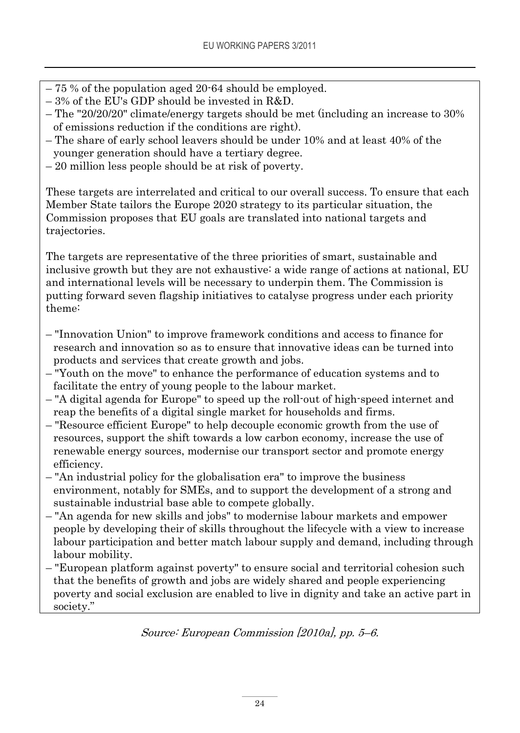– 75 % of the population aged 20-64 should be employed.
– 3% of the EU's GDP should be invested in R&D.
– The "20/20/20" climate/energy targets should be met (including an increase to 30% of emissions reduction if the conditions are right).
– The share of early school leavers should be under 10% and at least 40% of the younger generation should have a tertiary degree.
– 20 million less people should be at risk of poverty.

These targets are interrelated and critical to our overall success. To ensure that each Member State tailors the Europe 2020 strategy to its particular situation, the Commission proposes that EU goals are translated into national targets and trajectories.

The targets are representative of the three priorities of smart, sustainable and inclusive growth but they are not exhaustive: a wide range of actions at national, EU and international levels will be necessary to underpin them. The Commission is putting forward seven flagship initiatives to catalyse progress under each priority theme:

– "Innovation Union" to improve framework conditions and access to finance for research and innovation so as to ensure that innovative ideas can be turned into products and services that create growth and jobs.
– "Youth on the move" to enhance the performance of education systems and to facilitate the entry of young people to the labour market.
– "A digital agenda for Europe" to speed up the roll-out of high-speed internet and reap the benefits of a digital single market for households and firms.
– "Resource efficient Europe" to help decouple economic growth from the use of resources, support the shift towards a low carbon economy, increase the use of renewable energy sources, modernise our transport sector and promote energy efficiency.
– "An industrial policy for the globalisation era" to improve the business environment, notably for SMEs, and to support the development of a strong and sustainable industrial base able to compete globally.
– "An agenda for new skills and jobs" to modernise labour markets and empower people by developing their of skills throughout the lifecycle with a view to increase labour participation and better match labour supply and demand, including through labour mobility.
– "European platform against poverty" to ensure social and territorial cohesion such that the benefits of growth and jobs are widely shared and people experiencing poverty and social exclusion are enabled to live in dignity and take an active part in society."

*Source: European Commission [2010a], pp. 5–6.*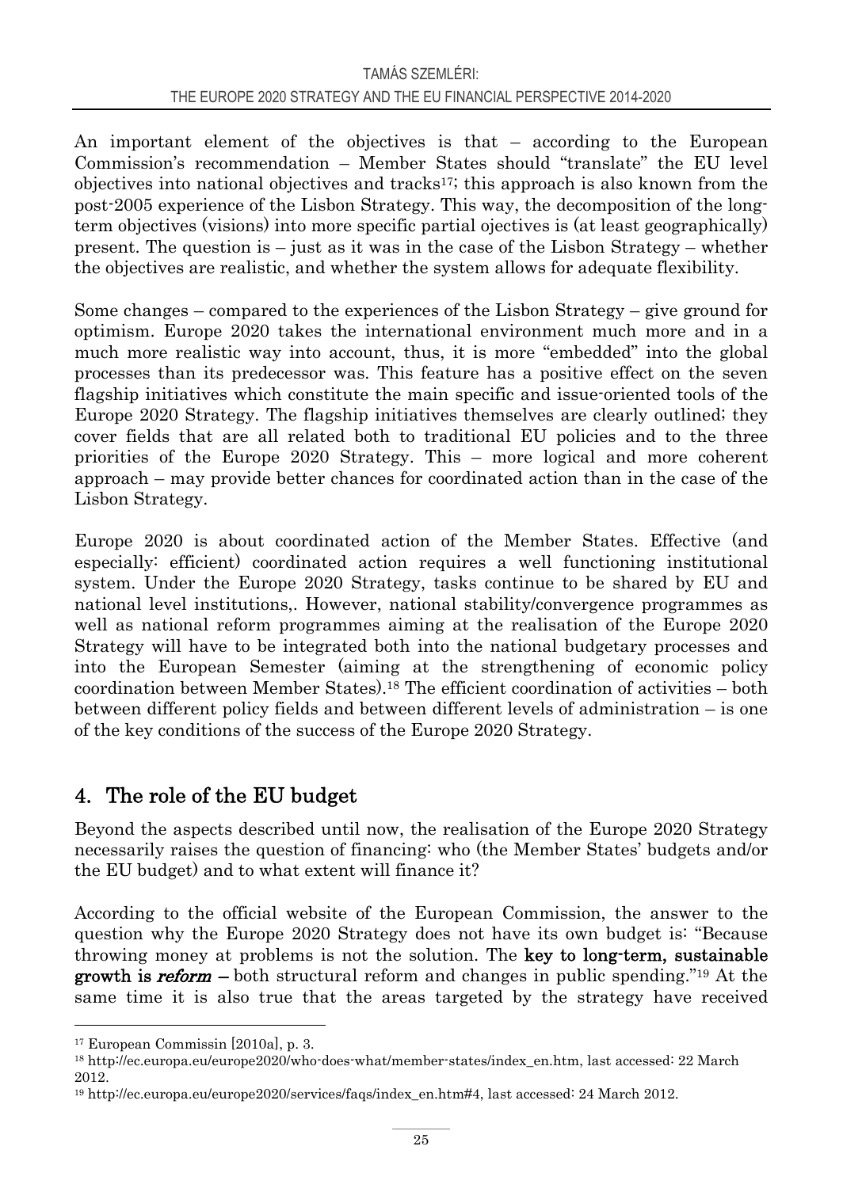An important element of the objectives is that – according to the European Commission's recommendation – Member States should "translate" the EU level objectives into national objectives and tracks[17]; this approach is also known from the post-2005 experience of the Lisbon Strategy. This way, the decomposition of the long-term objectives (visions) into more specific partial ojectives is (at least geographically) present. The question is – just as it was in the case of the Lisbon Strategy – whether the objectives are realistic, and whether the system allows for adequate flexibility.

Some changes – compared to the experiences of the Lisbon Strategy – give ground for optimism. Europe 2020 takes the international environment much more and in a much more realistic way into account, thus, it is more "embedded" into the global processes than its predecessor was. This feature has a positive effect on the seven flagship initiatives which constitute the main specific and issue-oriented tools of the Europe 2020 Strategy. The flagship initiatives themselves are clearly outlined; they cover fields that are all related both to traditional EU policies and to the three priorities of the Europe 2020 Strategy. This – more logical and more coherent approach – may provide better chances for coordinated action than in the case of the Lisbon Strategy.

Europe 2020 is about coordinated action of the Member States. Effective (and especially: efficient) coordinated action requires a well functioning institutional system. Under the Europe 2020 Strategy, tasks continue to be shared by EU and national level institutions,. However, national stability/convergence programmes as well as national reform programmes aiming at the realisation of the Europe 2020 Strategy will have to be integrated both into the national budgetary processes and into the European Semester (aiming at the strengthening of economic policy coordination between Member States).[18] The efficient coordination of activities – both between different policy fields and between different levels of administration – is one of the key conditions of the success of the Europe 2020 Strategy.

## 4. The role of the EU budget

Beyond the aspects described until now, the realisation of the Europe 2020 Strategy necessarily raises the question of financing: who (the Member States' budgets and/or the EU budget) and to what extent will finance it?

According to the official website of the European Commission, the answer to the question why the Europe 2020 Strategy does not have its own budget is: "Because throwing money at problems is not the solution. The **key to long-term, sustainable growth is *reform*** – both structural reform and changes in public spending."[19] At the same time it is also true that the areas targeted by the strategy have received

---

[17] European Commissin [2010a], p. 3.

[18] http://ec.europa.eu/europe2020/who-does-what/member-states/index_en.htm, last accessed: 22 March 2012.

[19] http://ec.europa.eu/europe2020/services/faqs/index_en.htm#4, last accessed: 24 March 2012.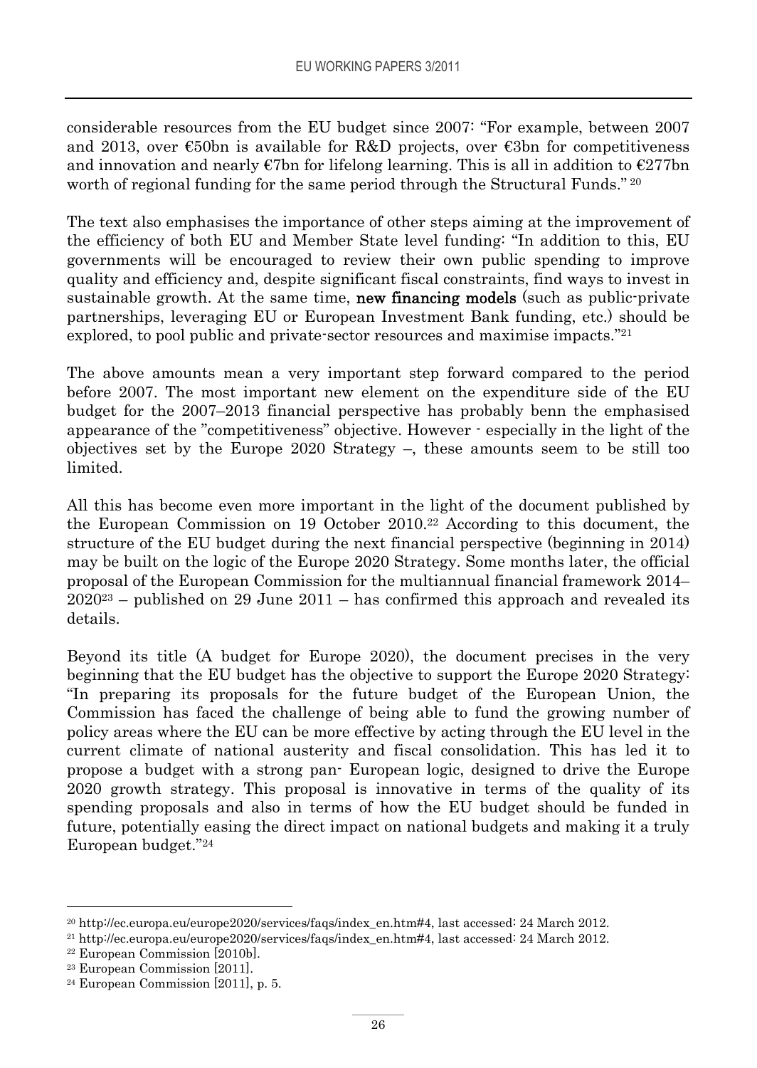considerable resources from the EU budget since 2007: "For example, between 2007 and 2013, over €50bn is available for R&D projects, over €3bn for competitiveness and innovation and nearly €7bn for lifelong learning. This is all in addition to €277bn worth of regional funding for the same period through the Structural Funds." [20]

The text also emphasises the importance of other steps aiming at the improvement of the efficiency of both EU and Member State level funding: "In addition to this, EU governments will be encouraged to review their own public spending to improve quality and efficiency and, despite significant fiscal constraints, find ways to invest in sustainable growth. At the same time, **new financing models** (such as public-private partnerships, leveraging EU or European Investment Bank funding, etc.) should be explored, to pool public and private-sector resources and maximise impacts."[21]

The above amounts mean a very important step forward compared to the period before 2007. The most important new element on the expenditure side of the EU budget for the 2007–2013 financial perspective has probably benn the emphasised appearance of the "competitiveness" objective. However - especially in the light of the objectives set by the Europe 2020 Strategy –, these amounts seem to be still too limited.

All this has become even more important in the light of the document published by the European Commission on 19 October 2010.[22] According to this document, the structure of the EU budget during the next financial perspective (beginning in 2014) may be built on the logic of the Europe 2020 Strategy. Some months later, the official proposal of the European Commission for the multiannual financial framework 2014–2020[23] – published on 29 June 2011 – has confirmed this approach and revealed its details.

Beyond its title (A budget for Europe 2020), the document precises in the very beginning that the EU budget has the objective to support the Europe 2020 Strategy: "In preparing its proposals for the future budget of the European Union, the Commission has faced the challenge of being able to fund the growing number of policy areas where the EU can be more effective by acting through the EU level in the current climate of national austerity and fiscal consolidation. This has led it to propose a budget with a strong pan- European logic, designed to drive the Europe 2020 growth strategy. This proposal is innovative in terms of the quality of its spending proposals and also in terms of how the EU budget should be funded in future, potentially easing the direct impact on national budgets and making it a truly European budget."[24]

---

[20] http://ec.europa.eu/europe2020/services/faqs/index_en.htm#4, last accessed: 24 March 2012.

[21] http://ec.europa.eu/europe2020/services/faqs/index_en.htm#4, last accessed: 24 March 2012.

[22] European Commission [2010b].

[23] European Commission [2011].

[24] European Commission [2011], p. 5.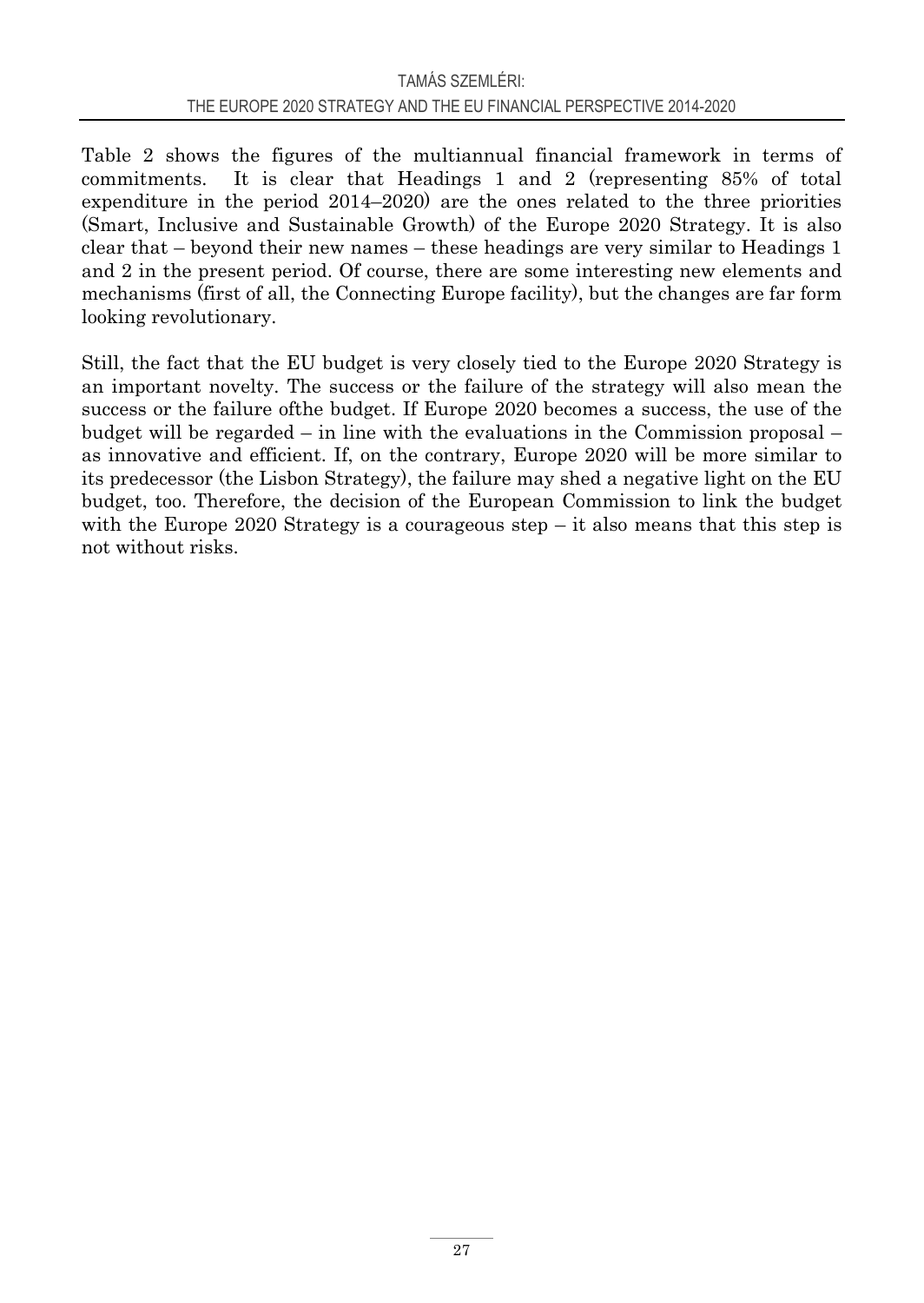Table 2 shows the figures of the multiannual financial framework in terms of commitments. It is clear that Headings 1 and 2 (representing 85% of total expenditure in the period 2014–2020) are the ones related to the three priorities (Smart, Inclusive and Sustainable Growth) of the Europe 2020 Strategy. It is also clear that – beyond their new names – these headings are very similar to Headings 1 and 2 in the present period. Of course, there are some interesting new elements and mechanisms (first of all, the Connecting Europe facility), but the changes are far form looking revolutionary.

Still, the fact that the EU budget is very closely tied to the Europe 2020 Strategy is an important novelty. The success or the failure of the strategy will also mean the success or the failure ofthe budget. If Europe 2020 becomes a success, the use of the budget will be regarded – in line with the evaluations in the Commission proposal – as innovative and efficient. If, on the contrary, Europe 2020 will be more similar to its predecessor (the Lisbon Strategy), the failure may shed a negative light on the EU budget, too. Therefore, the decision of the European Commission to link the budget with the Europe 2020 Strategy is a courageous step – it also means that this step is not without risks.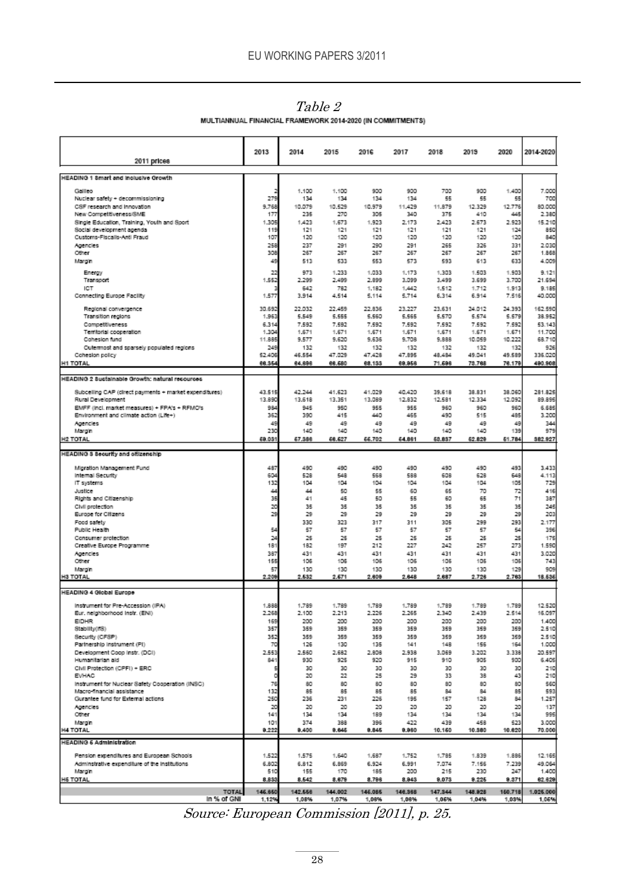*Table 2*

MULTIANNUAL FINANCIAL FRAMEWORK 2014-2020 (IN COMMITMENTS)

| 2011 prices | 2013 | 2014 | 2015 | 2016 | 2017 | 2018 | 2019 | 2020 | 2014-2020 |
|---|---|---|---|---|---|---|---|---|---|
| **HEADING 1 Smart and Inclusive Growth** | | | | | | | | | |
| Galileo | 2 | 1.100 | 1.100 | 900 | 900 | 700 | 900 | 1.400 | 7.000 |
| Nuclear safety + decommissioning | 279 | 134 | 134 | 134 | 134 | 55 | 55 | 55 | 700 |
| CSF research and innovation | 9.768 | 10.079 | 10.529 | 10.979 | 11.429 | 11.879 | 12.329 | 12.776 | 80.000 |
| New Competitiveness/SME | 177 | 235 | 270 | 305 | 340 | 375 | 410 | 445 | 2.380 |
| Single Education, Training, Youth and Sport | 1.305 | 1.423 | 1.673 | 1.923 | 2.173 | 2.423 | 2.673 | 2.923 | 15.210 |
| Social development agenda | 119 | 121 | 121 | 121 | 121 | 121 | 121 | 124 | 850 |
| Customs-Fiscalis-Anti Fraud | 107 | 120 | 120 | 120 | 120 | 120 | 120 | 120 | 840 |
| Agencies | 258 | 237 | 291 | 290 | 291 | 265 | 326 | 331 | 2.030 |
| Other | 308 | 267 | 267 | 267 | 267 | 267 | 267 | 267 | 1.868 |
| Margin | 49 | 513 | 533 | 553 | 573 | 593 | 613 | 633 | 4.009 |
| Energy | 22 | 973 | 1.233 | 1.033 | 1.173 | 1.303 | 1.503 | 1.903 | 9.121 |
| Transport | 1.552 | 2.299 | 2.499 | 2.899 | 3.099 | 3.499 | 3.699 | 3.700 | 21.694 |
| ICT | 3 | 642 | 782 | 1.182 | 1.442 | 1.512 | 1.712 | 1.913 | 9.185 |
| Connecting Europe Facility | 1.577 | 3.914 | 4.514 | 5.114 | 5.714 | 6.314 | 6.914 | 7.516 | 40.000 |
| Regional convergence | 30.692 | 22.032 | 22.459 | 22.836 | 23.227 | 23.631 | 24.012 | 24.393 | 162.590 |
| Transition regions | 1.963 | 5.549 | 5.555 | 5.560 | 5.565 | 5.570 | 5.574 | 5.579 | 38.952 |
| Competitiveness | 6.314 | 7.592 | 7.592 | 7.592 | 7.592 | 7.592 | 7.592 | 7.592 | 53.143 |
| Territorial cooperation | 1.304 | 1.671 | 1.671 | 1.671 | 1.671 | 1.671 | 1.671 | 1.671 | 11.700 |
| Cohesion fund | 11.885 | 9.577 | 9.620 | 9.636 | 9.708 | 9.888 | 10.059 | 10.222 | 68.710 |
| Outermost and sparsely populated regions | 249 | 132 | 132 | 132 | 132 | 132 | 132 | 132 | 926 |
| Cohesion policy | 52.406 | 46.554 | 47.029 | 47.428 | 47.895 | 48.484 | 49.041 | 49.589 | 336.020 |
| **H1 TOTAL** | **66.354** | **64.696** | **66.580** | **68.133** | **69.956** | **71.596** | **73.768** | **76.179** | **490.908** |
| **HEADING 2 Sustainable Growth: natural resources** | | | | | | | | | |
| Subceiling CAP (direct payments + market expenditures) | 43.515 | 42.244 | 41.623 | 41.029 | 40.420 | 39.618 | 38.831 | 38.060 | 281.825 |
| Rural Development | 13.890 | 13.618 | 13.351 | 13.089 | 12.832 | 12.581 | 12.334 | 12.092 | 89.895 |
| EMFF (incl. market measures) + FPA's + RFMO's | 984 | 945 | 950 | 955 | 955 | 960 | 960 | 960 | 6.685 |
| Environment and climate action (Life+) | 362 | 390 | 415 | 440 | 465 | 490 | 515 | 485 | 3.200 |
| Agencies | 49 | 49 | 49 | 49 | 49 | 49 | 49 | 49 | 344 |
| Margin | 230 | 140 | 140 | 140 | 140 | 140 | 140 | 139 | 979 |
| **H2 TOTAL** | **59.031** | **57.386** | **56.527** | **55.702** | **54.861** | **53.837** | **52.829** | **51.784** | **382.927** |
| **HEADING 3 Security and citizenship** | | | | | | | | | |
| Migration Management Fund | 487 | 490 | 490 | 490 | 490 | 490 | 490 | 493 | 3.433 |
| Internal Security | 604 | 528 | 548 | 568 | 588 | 608 | 628 | 648 | 4.113 |
| IT systems | 132 | 104 | 104 | 104 | 104 | 104 | 104 | 105 | 729 |
| Justice | 44 | 44 | 50 | 55 | 60 | 65 | 70 | 72 | 416 |
| Rights and Citizenship | 35 | 41 | 45 | 50 | 55 | 60 | 65 | 71 | 387 |
| Civil protection | 20 | 35 | 35 | 35 | 35 | 35 | 35 | 35 | 245 |
| Europe for Citizens | 29 | 29 | 29 | 29 | 29 | 29 | 29 | 29 | 203 |
| Food safety | | 330 | 323 | 317 | 311 | 305 | 299 | 293 | 2.177 |
| Public Health | 54 | 57 | 57 | 57 | 57 | 57 | 57 | 54 | 396 |
| Consumer protection | 24 | 25 | 25 | 25 | 25 | 25 | 25 | 25 | 175 |
| Creative Europe Programme | 181 | 182 | 197 | 212 | 227 | 242 | 257 | 273 | 1.590 |
| Agencies | 387 | 431 | 431 | 431 | 431 | 431 | 431 | 431 | 3.020 |
| Other | 155 | 106 | 106 | 106 | 106 | 106 | 106 | 106 | 743 |
| Margin | 57 | 130 | 130 | 130 | 130 | 130 | 130 | 129 | 909 |
| **H3 TOTAL** | **2.209** | **2.532** | **2.571** | **2.609** | **2.648** | **2.687** | **2.726** | **2.763** | **18.535** |
| **HEADING 4 Global Europe** | | | | | | | | | |
| Instrument for Pre-Accession (IPA) | 1.888 | 1.789 | 1.789 | 1.789 | 1.789 | 1.789 | 1.789 | 1.789 | 12.520 |
| Eur. neighborhood instr. (ENI) | 2.268 | 2.100 | 2.213 | 2.226 | 2.265 | 2.340 | 2.439 | 2.514 | 16.097 |
| EIDHR | 169 | 200 | 200 | 200 | 200 | 200 | 200 | 200 | 1.400 |
| Stability(IfS) | 357 | 359 | 359 | 359 | 359 | 359 | 359 | 359 | 2.510 |
| Security (CFSP) | 352 | 359 | 359 | 359 | 359 | 359 | 359 | 359 | 2.510 |
| Partnership instrument (PI) | 70 | 126 | 130 | 135 | 141 | 148 | 156 | 164 | 1.000 |
| Development Coop instr. (DCI) | 2.553 | 2.560 | 2.682 | 2.808 | 2.938 | 3.069 | 3.202 | 3.338 | 20.597 |
| Humanitarian aid | 841 | 930 | 925 | 920 | 915 | 910 | 905 | 900 | 6.405 |
| Civil Protection (CPFI) + ERC | 5 | 30 | 30 | 30 | 30 | 30 | 30 | 30 | 210 |
| EVHAC | 0 | 20 | 22 | 25 | 29 | 33 | 38 | 43 | 210 |
| Instrument for Nuclear Safety Cooperation (INSC) | 76 | 80 | 80 | 80 | 80 | 80 | 80 | 80 | 560 |
| Macro-financial assistance | 132 | 85 | 85 | 85 | 85 | 84 | 84 | 85 | 593 |
| Gurantee fund for External actions | 250 | 236 | 231 | 226 | 195 | 157 | 128 | 84 | 1.257 |
| Agencies | 20 | 20 | 20 | 20 | 20 | 20 | 20 | 20 | 137 |
| Other | 141 | 134 | 134 | 189 | 134 | 134 | 134 | 134 | 995 |
| Margin | 101 | 374 | 388 | 396 | 422 | 439 | 458 | 523 | 3.000 |
| **H4 TOTAL** | **9.222** | **9.400** | **9.645** | **9.845** | **9.960** | **10.150** | **10.380** | **10.620** | **70.000** |
| **HEADING 5 Administration** | | | | | | | | | |
| Pension expenditures and European Schools | 1.522 | 1.575 | 1.640 | 1.687 | 1.752 | 1.785 | 1.839 | 1.886 | 12.165 |
| Adminstrative expenditure of the institutions | 6.802 | 6.812 | 6.869 | 6.924 | 6.991 | 7.074 | 7.156 | 7.239 | 49.064 |
| Margin | 510 | 155 | 170 | 185 | 200 | 215 | 230 | 247 | 1.400 |
| **H5 TOTAL** | **8.833** | **8.542** | **8.679** | **8.796** | **8.943** | **9.073** | **9.225** | **9.371** | **62.629** |
| **TOTAL** | **146.650** | **142.556** | **144.002** | **145.085** | **146.368** | **147.344** | **148.928** | **150.718** | **1.025.000** |
| **In % of GNI** | **1,12%** | **1,08%** | **1,07%** | **1,08%** | **1,08%** | **1,06%** | **1,04%** | **1,03%** | **1,05%** |

*Source: European Commission [2011], p. 25.*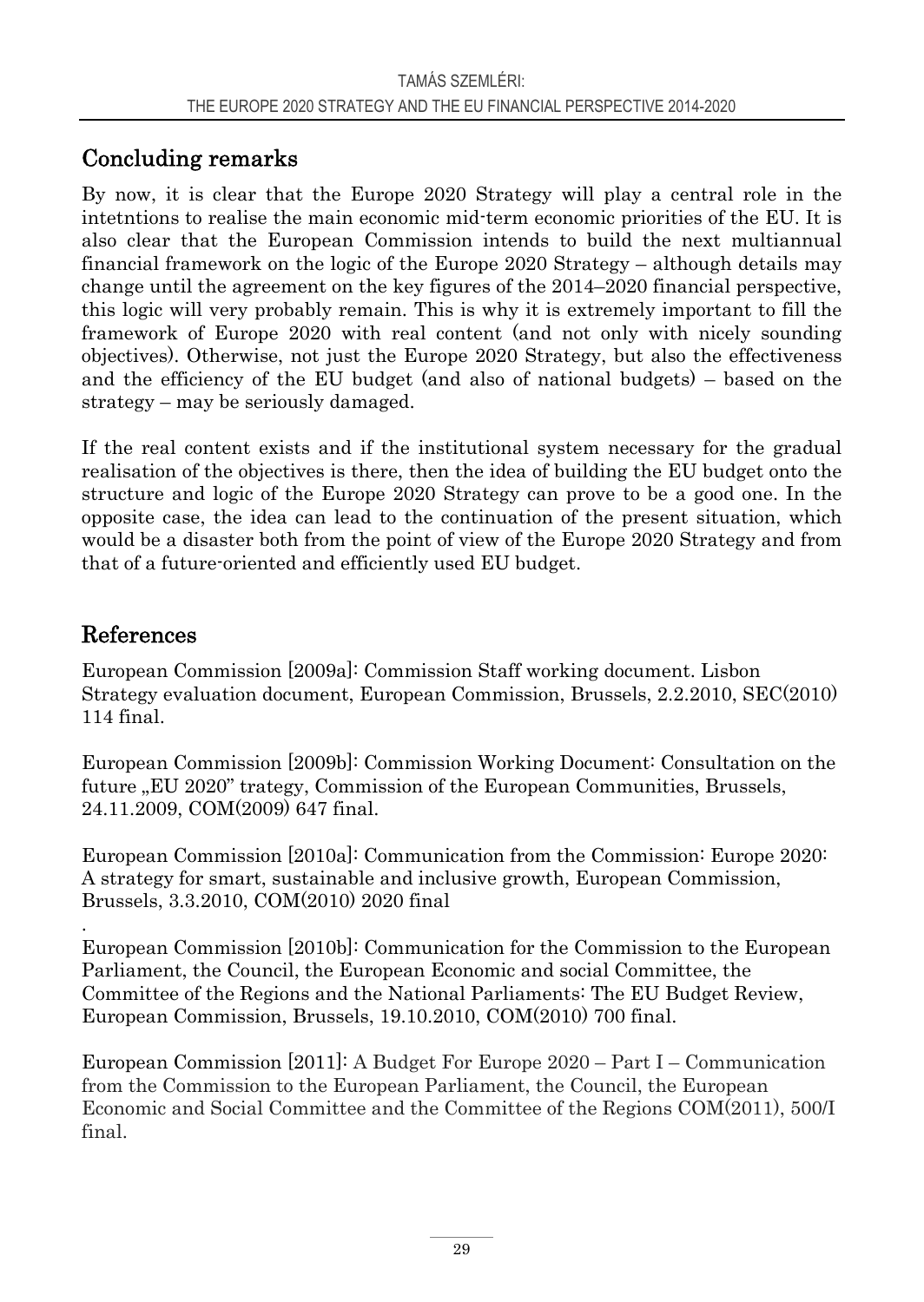## Concluding remarks

By now, it is clear that the Europe 2020 Strategy will play a central role in the intetntions to realise the main economic mid-term economic priorities of the EU. It is also clear that the European Commission intends to build the next multiannual financial framework on the logic of the Europe 2020 Strategy – although details may change until the agreement on the key figures of the 2014–2020 financial perspective, this logic will very probably remain. This is why it is extremely important to fill the framework of Europe 2020 with real content (and not only with nicely sounding objectives). Otherwise, not just the Europe 2020 Strategy, but also the effectiveness and the efficiency of the EU budget (and also of national budgets) – based on the strategy – may be seriously damaged.

If the real content exists and if the institutional system necessary for the gradual realisation of the objectives is there, then the idea of building the EU budget onto the structure and logic of the Europe 2020 Strategy can prove to be a good one. In the opposite case, the idea can lead to the continuation of the present situation, which would be a disaster both from the point of view of the Europe 2020 Strategy and from that of a future-oriented and efficiently used EU budget.

## References

European Commission [2009a]: Commission Staff working document. Lisbon Strategy evaluation document, European Commission, Brussels, 2.2.2010, SEC(2010) 114 final.

European Commission [2009b]: Commission Working Document: Consultation on the future „EU 2020" trategy, Commission of the European Communities, Brussels, 24.11.2009, COM(2009) 647 final.

European Commission [2010a]: Communication from the Commission: Europe 2020: A strategy for smart, sustainable and inclusive growth, European Commission, Brussels, 3.3.2010, COM(2010) 2020 final

.
European Commission [2010b]: Communication for the Commission to the European Parliament, the Council, the European Economic and social Committee, the Committee of the Regions and the National Parliaments: The EU Budget Review, European Commission, Brussels, 19.10.2010, COM(2010) 700 final.

European Commission [2011]: A Budget For Europe 2020 – Part I – Communication from the Commission to the European Parliament, the Council, the European Economic and Social Committee and the Committee of the Regions COM(2011), 500/I final.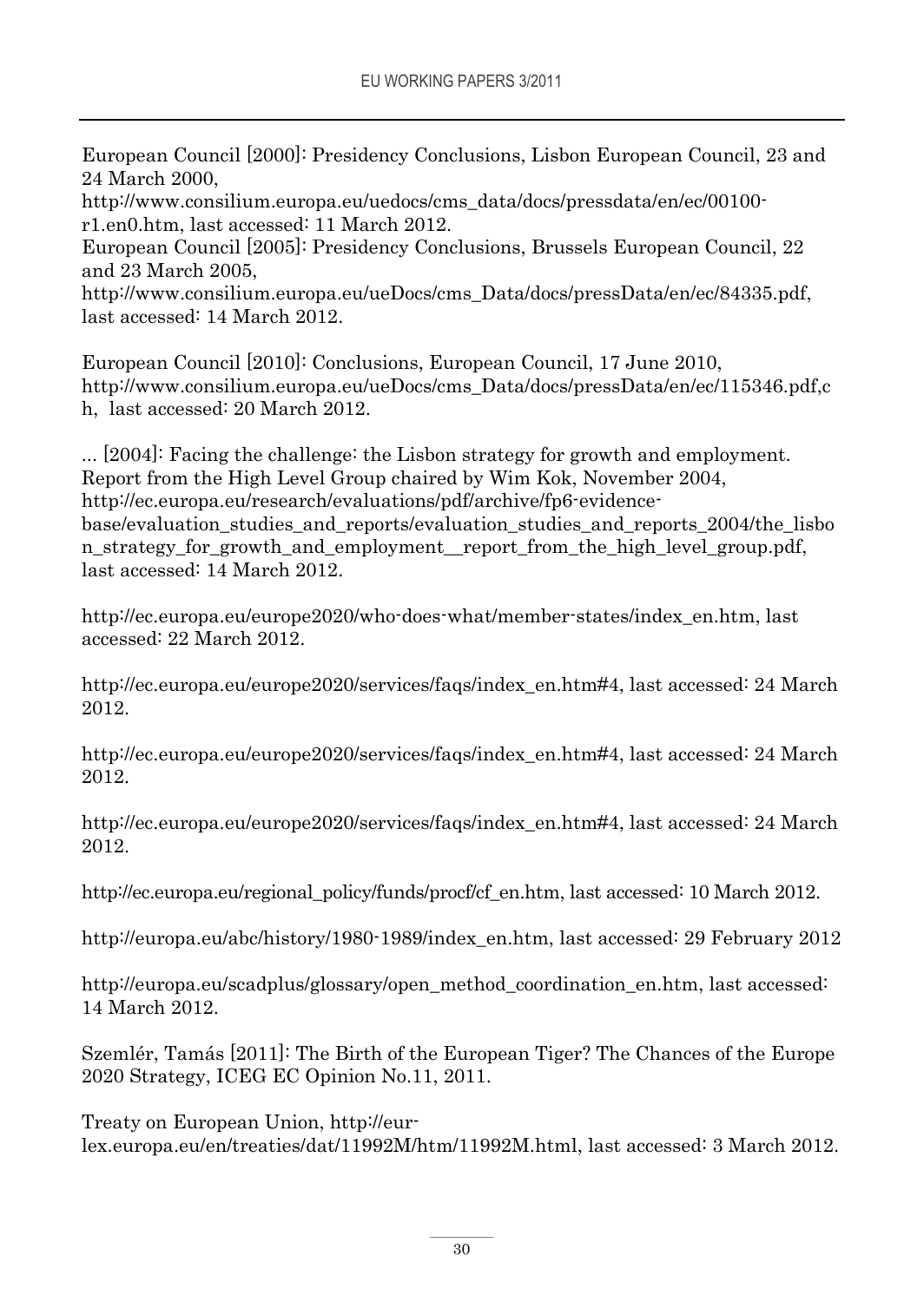European Council [2000]: Presidency Conclusions, Lisbon European Council, 23 and 24 March 2000, http://www.consilium.europa.eu/uedocs/cms_data/docs/pressdata/en/ec/00100-r1.en0.htm, last accessed: 11 March 2012.

European Council [2005]: Presidency Conclusions, Brussels European Council, 22 and 23 March 2005, http://www.consilium.europa.eu/ueDocs/cms_Data/docs/pressData/en/ec/84335.pdf, last accessed: 14 March 2012.

European Council [2010]: Conclusions, European Council, 17 June 2010, http://www.consilium.europa.eu/ueDocs/cms_Data/docs/pressData/en/ec/115346.pdf,ch, last accessed: 20 March 2012.

... [2004]: Facing the challenge: the Lisbon strategy for growth and employment. Report from the High Level Group chaired by Wim Kok, November 2004, http://ec.europa.eu/research/evaluations/pdf/archive/fp6-evidence-base/evaluation_studies_and_reports/evaluation_studies_and_reports_2004/the_lisbon_strategy_for_growth_and_employment__report_from_the_high_level_group.pdf, last accessed: 14 March 2012.

http://ec.europa.eu/europe2020/who-does-what/member-states/index_en.htm, last accessed: 22 March 2012.

http://ec.europa.eu/europe2020/services/faqs/index_en.htm#4, last accessed: 24 March 2012.

http://ec.europa.eu/europe2020/services/faqs/index_en.htm#4, last accessed: 24 March 2012.

http://ec.europa.eu/europe2020/services/faqs/index_en.htm#4, last accessed: 24 March 2012.

http://ec.europa.eu/regional_policy/funds/procf/cf_en.htm, last accessed: 10 March 2012.

http://europa.eu/abc/history/1980-1989/index_en.htm, last accessed: 29 February 2012

http://europa.eu/scadplus/glossary/open_method_coordination_en.htm, last accessed: 14 March 2012.

Szemlér, Tamás [2011]: The Birth of the European Tiger? The Chances of the Europe 2020 Strategy, ICEG EC Opinion No.11, 2011.

Treaty on European Union, http://eur-lex.europa.eu/en/treaties/dat/11992M/htm/11992M.html, last accessed: 3 March 2012.